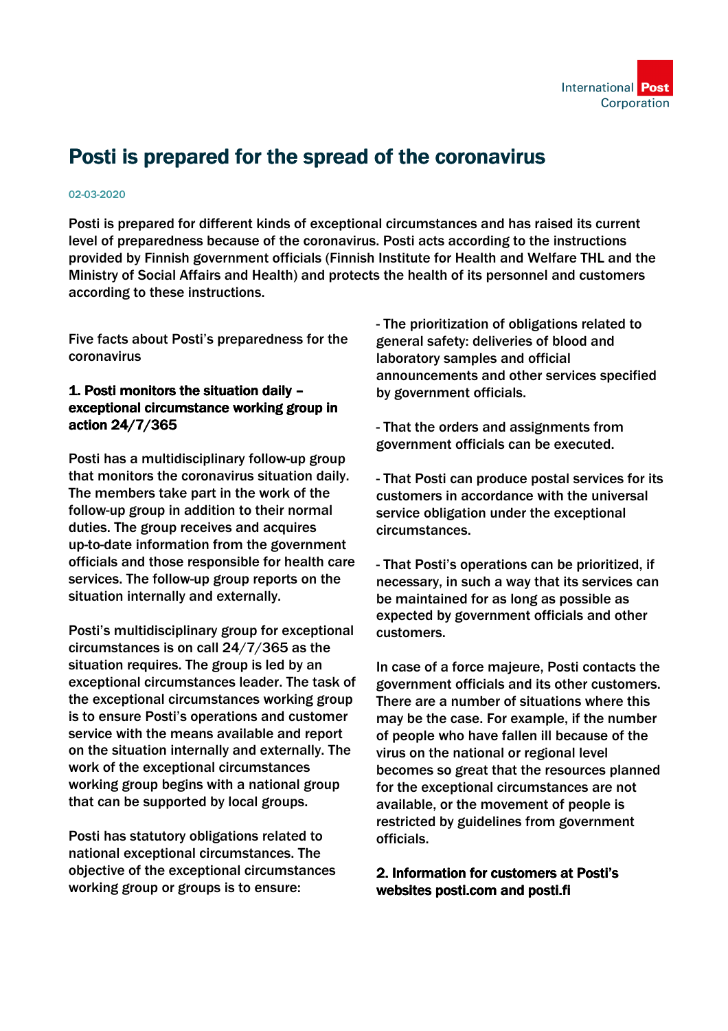# Posti is prepared for the spread of the coronavirus

02-03-2020

Posti is prepared for different kinds of exceptional circumstances and has raised its current level of preparedness because of the coronavirus. Posti acts according to the instructions provided by Finnish government officials (Finnish Institute for Health and Welfare THL and the Ministry of Social Affairs and Health) and protects the health of its personnel and customers according to these instructions.

Five facts about Posti's preparedness for the coronavirus

### 1. Posti monitors the situation daily – exceptional circumstance working group in action 24/7/365

Posti has a multidisciplinary follow-up group that monitors the coronavirus situation daily. The members take part in the work of the follow-up group in addition to their normal duties. The group receives and acquires up-to-date information from the government officials and those responsible for health care services. The follow-up group reports on the situation internally and externally.

Posti's multidisciplinary group for exceptional circumstances is on call 24/7/365 as the situation requires. The group is led by an exceptional circumstances leader. The task of the exceptional circumstances working group is to ensure Posti's operations and customer service with the means available and report on the situation internally and externally. The work of the exceptional circumstances working group begins with a national group that can be supported by local groups.

Posti has statutory obligations related to national exceptional circumstances. The objective of the exceptional circumstances working group or groups is to ensure:

- The prioritization of obligations related to general safety: deliveries of blood and laboratory samples and official announcements and other services specified by government officials.

- That the orders and assignments from government officials can be executed.

- That Posti can produce postal services for its customers in accordance with the universal service obligation under the exceptional circumstances.

- That Posti's operations can be prioritized, if necessary, in such a way that its services can be maintained for as long as possible as expected by government officials and other customers.

In case of a force majeure, Posti contacts the government officials and its other customers. There are a number of situations where this may be the case. For example, if the number of people who have fallen ill because of the virus on the national or regional level becomes so great that the resources planned for the exceptional circumstances are not available, or the movement of people is restricted by guidelines from government officials.

### 2. Information for customers at Posti's websites posti.com and posti.fi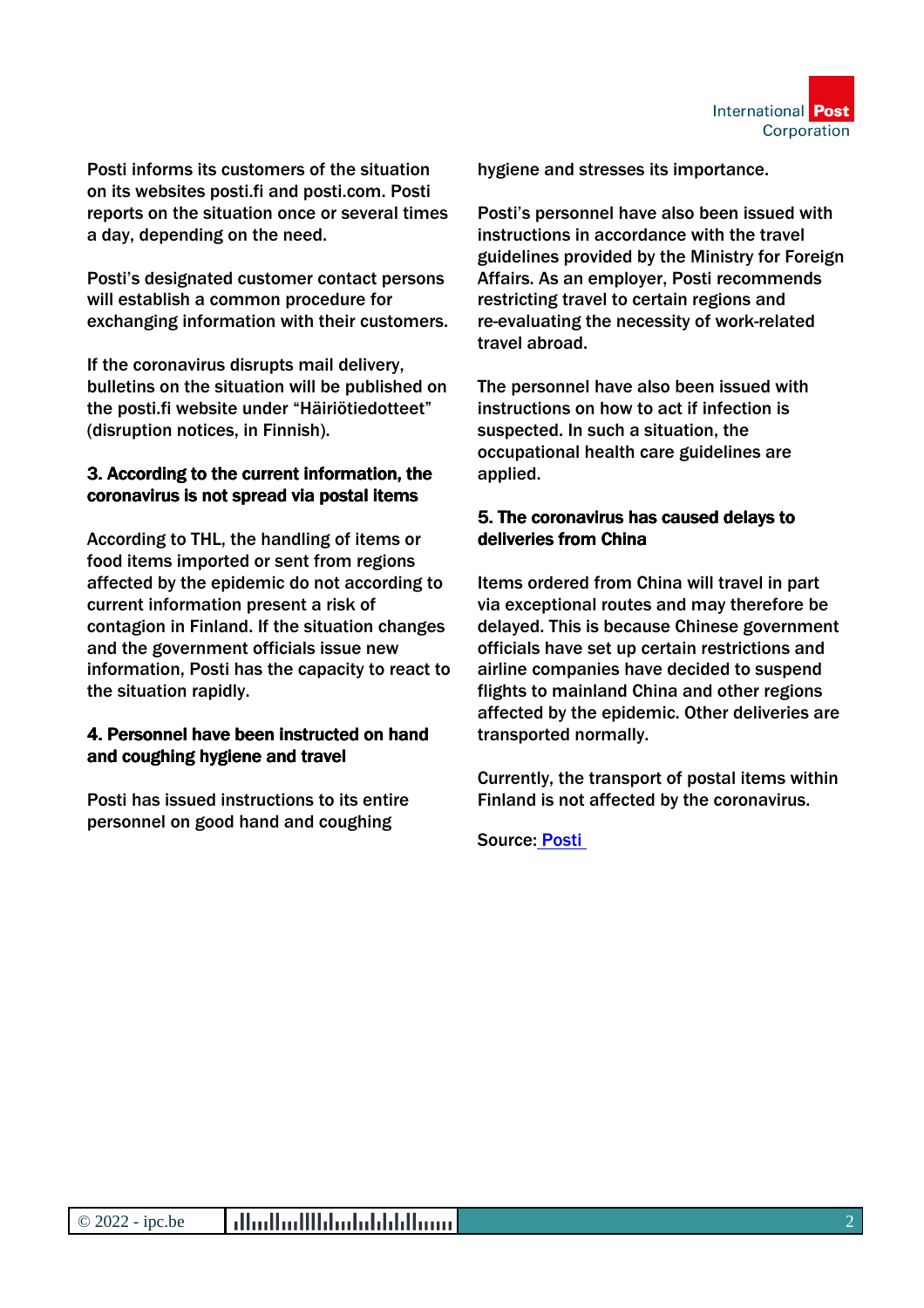Posti informs its customers of the situation on its websites posti.fi and posti.com. Posti reports on the situation once or several times a day, depending on the need.

Posti's designated customer contact persons will establish a common procedure for exchanging information with their customers.

If the coronavirus disrupts mail delivery, bulletins on the situation will be published on the posti.fi website under "Häiriötiedotteet" (disruption notices, in Finnish).

### 3. According to the current information, the coronavirus is not spread via postal items

According to THL, the handling of items or food items imported or sent from regions affected by the epidemic do not according to current information present a risk of contagion in Finland. If the situation changes and the government officials issue new information, Posti has the capacity to react to the situation rapidly.

### 4. Personnel have been instructed on hand and coughing hygiene and travel

Posti has issued instructions to its entire personnel on good hand and coughing hygiene and stresses its importance.

Posti's personnel have also been issued with instructions in accordance with the travel guidelines provided by the Ministry for Foreign Affairs. As an employer, Posti recommends restricting travel to certain regions and re-evaluating the necessity of work-related travel abroad.

The personnel have also been issued with instructions on how to act if infection is suspected. In such a situation, the occupational health care guidelines are applied.

### 5. The coronavirus has caused delays to deliveries from China

Items ordered from China will travel in part via exceptional routes and may therefore be delayed. This is because Chinese government officials have set up certain restrictions and airline companies have decided to suspend flights to mainland China and other regions affected by the epidemic. Other deliveries are transported normally.

Currently, the transport of postal items within Finland is not affected by the coronavirus.

Source: Posti